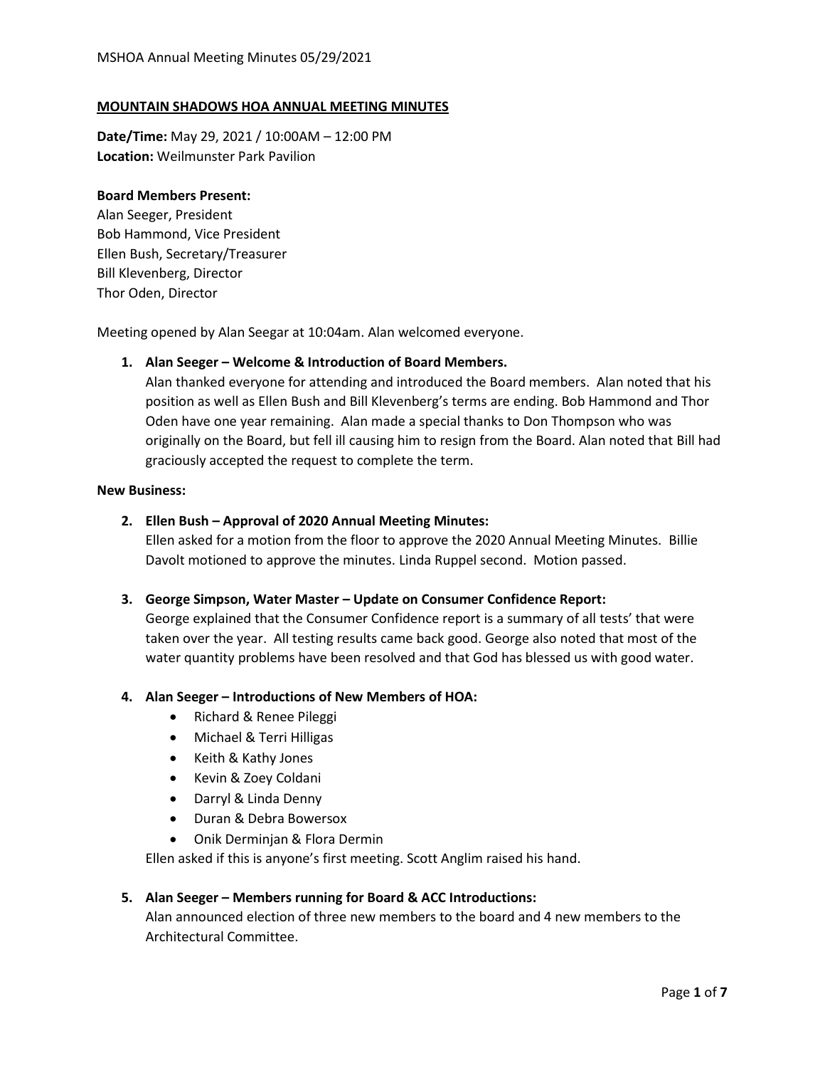**MOUNTAIN SHADOWS HOA ANNUAL MEETING MINUTES**

**Date/Time:** May 29, 2021 / 10:00AM – 12:00 PM
**Location:** Weilmunster Park Pavilion

**Board Members Present:**
Alan Seeger, President
Bob Hammond, Vice President
Ellen Bush, Secretary/Treasurer
Bill Klevenberg, Director
Thor Oden, Director

Meeting opened by Alan Seegar at 10:04am. Alan welcomed everyone.

1. **Alan Seeger – Welcome & Introduction of Board Members.**
   Alan thanked everyone for attending and introduced the Board members. Alan noted that his position as well as Ellen Bush and Bill Klevenberg's terms are ending. Bob Hammond and Thor Oden have one year remaining. Alan made a special thanks to Don Thompson who was originally on the Board, but fell ill causing him to resign from the Board. Alan noted that Bill had graciously accepted the request to complete the term.

**New Business:**

2. **Ellen Bush – Approval of 2020 Annual Meeting Minutes:**
   Ellen asked for a motion from the floor to approve the 2020 Annual Meeting Minutes. Billie Davolt motioned to approve the minutes. Linda Ruppel second. Motion passed.

3. **George Simpson, Water Master – Update on Consumer Confidence Report:**
   George explained that the Consumer Confidence report is a summary of all tests' that were taken over the year. All testing results came back good. George also noted that most of the water quantity problems have been resolved and that God has blessed us with good water.

4. **Alan Seeger – Introductions of New Members of HOA:**
   - Richard & Renee Pileggi
   - Michael & Terri Hilligas
   - Keith & Kathy Jones
   - Kevin & Zoey Coldani
   - Darryl & Linda Denny
   - Duran & Debra Bowersox
   - Onik Derminjan & Flora Dermin

   Ellen asked if this is anyone's first meeting. Scott Anglim raised his hand.

5. **Alan Seeger – Members running for Board & ACC Introductions:**
   Alan announced election of three new members to the board and 4 new members to the Architectural Committee.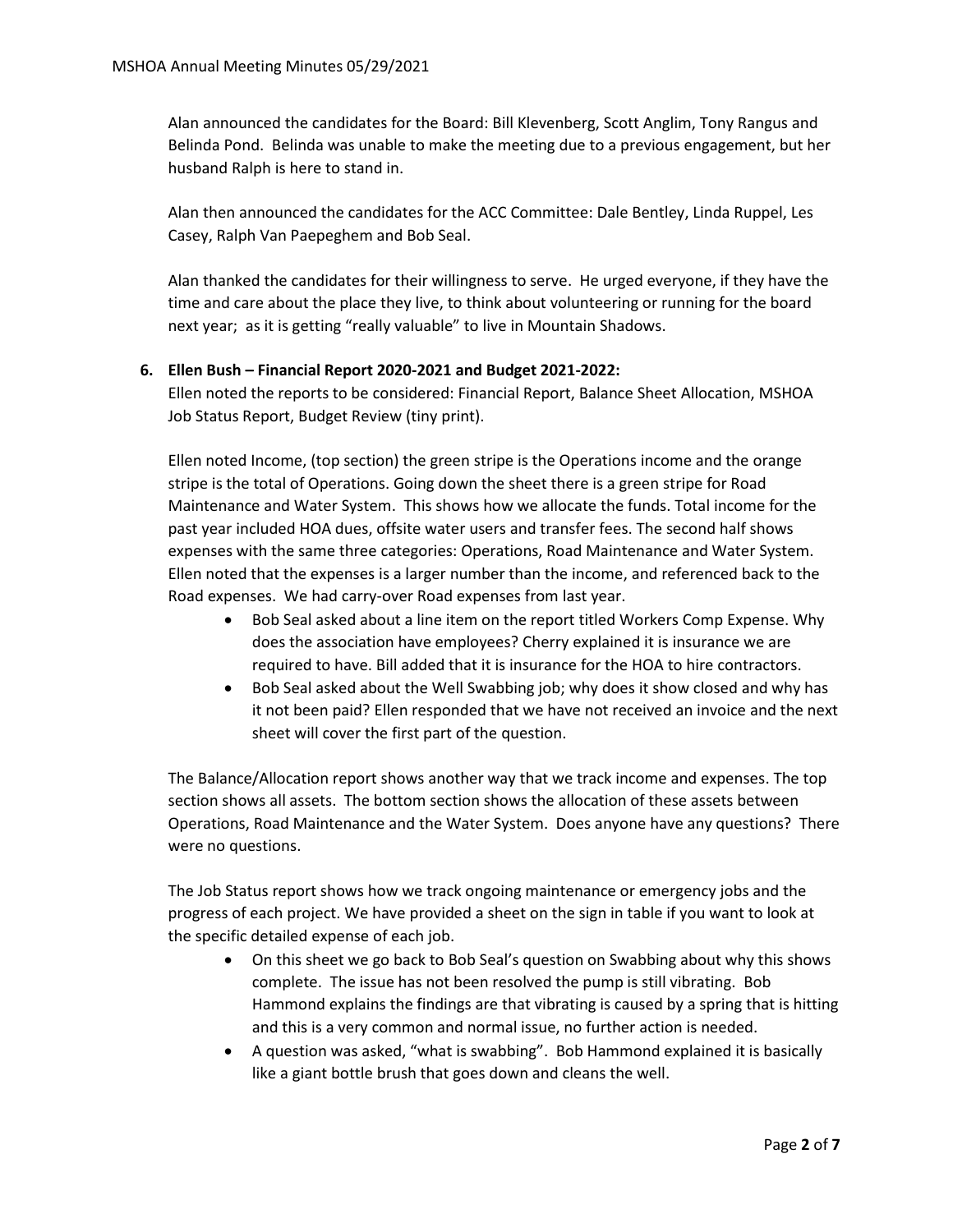Alan announced the candidates for the Board: Bill Klevenberg, Scott Anglim, Tony Rangus and Belinda Pond. Belinda was unable to make the meeting due to a previous engagement, but her husband Ralph is here to stand in.

Alan then announced the candidates for the ACC Committee: Dale Bentley, Linda Ruppel, Les Casey, Ralph Van Paepeghem and Bob Seal.

Alan thanked the candidates for their willingness to serve. He urged everyone, if they have the time and care about the place they live, to think about volunteering or running for the board next year; as it is getting "really valuable" to live in Mountain Shadows.

6. **Ellen Bush – Financial Report 2020-2021 and Budget 2021-2022:**

Ellen noted the reports to be considered: Financial Report, Balance Sheet Allocation, MSHOA Job Status Report, Budget Review (tiny print).

Ellen noted Income, (top section) the green stripe is the Operations income and the orange stripe is the total of Operations. Going down the sheet there is a green stripe for Road Maintenance and Water System. This shows how we allocate the funds. Total income for the past year included HOA dues, offsite water users and transfer fees. The second half shows expenses with the same three categories: Operations, Road Maintenance and Water System. Ellen noted that the expenses is a larger number than the income, and referenced back to the Road expenses. We had carry-over Road expenses from last year.

- Bob Seal asked about a line item on the report titled Workers Comp Expense. Why does the association have employees? Cherry explained it is insurance we are required to have. Bill added that it is insurance for the HOA to hire contractors.
- Bob Seal asked about the Well Swabbing job; why does it show closed and why has it not been paid? Ellen responded that we have not received an invoice and the next sheet will cover the first part of the question.

The Balance/Allocation report shows another way that we track income and expenses. The top section shows all assets. The bottom section shows the allocation of these assets between Operations, Road Maintenance and the Water System. Does anyone have any questions? There were no questions.

The Job Status report shows how we track ongoing maintenance or emergency jobs and the progress of each project. We have provided a sheet on the sign in table if you want to look at the specific detailed expense of each job.

- On this sheet we go back to Bob Seal's question on Swabbing about why this shows complete. The issue has not been resolved the pump is still vibrating. Bob Hammond explains the findings are that vibrating is caused by a spring that is hitting and this is a very common and normal issue, no further action is needed.
- A question was asked, "what is swabbing". Bob Hammond explained it is basically like a giant bottle brush that goes down and cleans the well.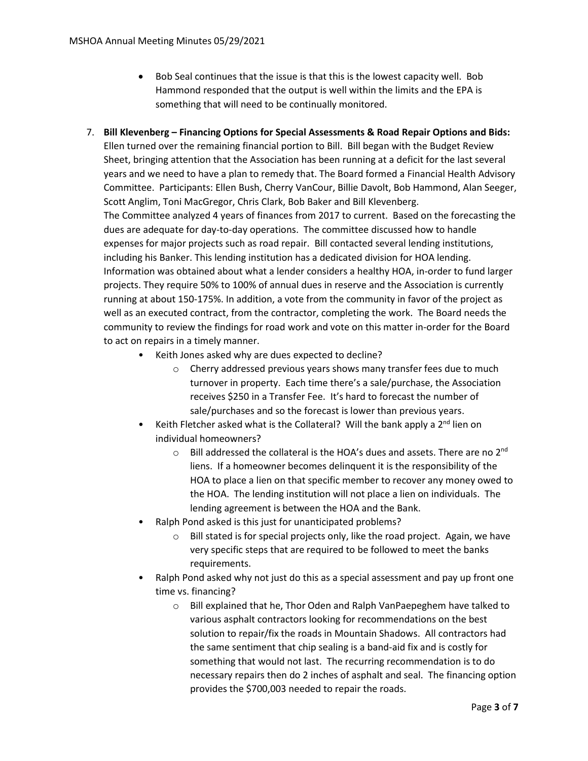- Bob Seal continues that the issue is that this is the lowest capacity well. Bob Hammond responded that the output is well within the limits and the EPA is something that will need to be continually monitored.

7. **Bill Klevenberg – Financing Options for Special Assessments & Road Repair Options and Bids:** Ellen turned over the remaining financial portion to Bill. Bill began with the Budget Review Sheet, bringing attention that the Association has been running at a deficit for the last several years and we need to have a plan to remedy that. The Board formed a Financial Health Advisory Committee. Participants: Ellen Bush, Cherry VanCour, Billie Davolt, Bob Hammond, Alan Seeger, Scott Anglim, Toni MacGregor, Chris Clark, Bob Baker and Bill Klevenberg.
   The Committee analyzed 4 years of finances from 2017 to current. Based on the forecasting the dues are adequate for day-to-day operations. The committee discussed how to handle expenses for major projects such as road repair. Bill contacted several lending institutions, including his Banker. This lending institution has a dedicated division for HOA lending. Information was obtained about what a lender considers a healthy HOA, in-order to fund larger projects. They require 50% to 100% of annual dues in reserve and the Association is currently running at about 150-175%. In addition, a vote from the community in favor of the project as well as an executed contract, from the contractor, completing the work. The Board needs the community to review the findings for road work and vote on this matter in-order for the Board to act on repairs in a timely manner.
   - Keith Jones asked why are dues expected to decline?
     - Cherry addressed previous years shows many transfer fees due to much turnover in property. Each time there's a sale/purchase, the Association receives $250 in a Transfer Fee. It's hard to forecast the number of sale/purchases and so the forecast is lower than previous years.
   - Keith Fletcher asked what is the Collateral? Will the bank apply a 2nd lien on individual homeowners?
     - Bill addressed the collateral is the HOA's dues and assets. There are no 2nd liens. If a homeowner becomes delinquent it is the responsibility of the HOA to place a lien on that specific member to recover any money owed to the HOA. The lending institution will not place a lien on individuals. The lending agreement is between the HOA and the Bank.
   - Ralph Pond asked is this just for unanticipated problems?
     - Bill stated is for special projects only, like the road project. Again, we have very specific steps that are required to be followed to meet the banks requirements.
   - Ralph Pond asked why not just do this as a special assessment and pay up front one time vs. financing?
     - Bill explained that he, Thor Oden and Ralph VanPaepeghem have talked to various asphalt contractors looking for recommendations on the best solution to repair/fix the roads in Mountain Shadows. All contractors had the same sentiment that chip sealing is a band-aid fix and is costly for something that would not last. The recurring recommendation is to do necessary repairs then do 2 inches of asphalt and seal. The financing option provides the $700,003 needed to repair the roads.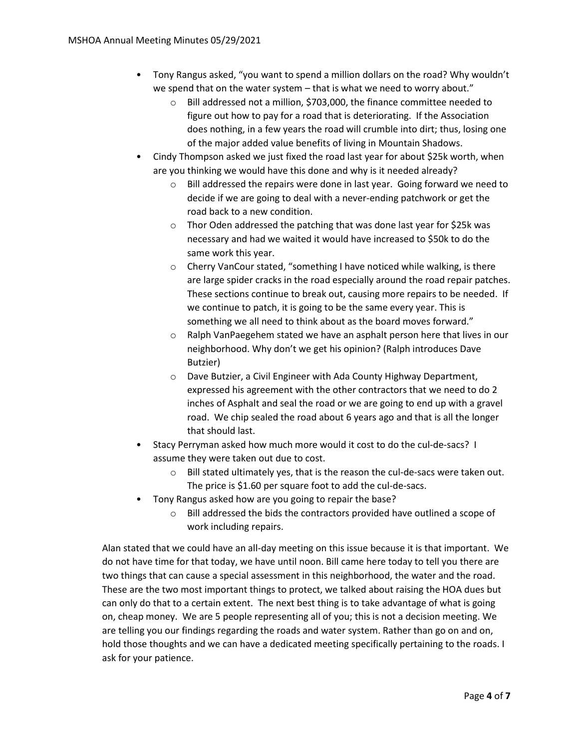- Tony Rangus asked, "you want to spend a million dollars on the road? Why wouldn't we spend that on the water system – that is what we need to worry about."
  - Bill addressed not a million, $703,000, the finance committee needed to figure out how to pay for a road that is deteriorating. If the Association does nothing, in a few years the road will crumble into dirt; thus, losing one of the major added value benefits of living in Mountain Shadows.
- Cindy Thompson asked we just fixed the road last year for about $25k worth, when are you thinking we would have this done and why is it needed already?
  - Bill addressed the repairs were done in last year. Going forward we need to decide if we are going to deal with a never-ending patchwork or get the road back to a new condition.
  - Thor Oden addressed the patching that was done last year for $25k was necessary and had we waited it would have increased to $50k to do the same work this year.
  - Cherry VanCour stated, "something I have noticed while walking, is there are large spider cracks in the road especially around the road repair patches. These sections continue to break out, causing more repairs to be needed. If we continue to patch, it is going to be the same every year. This is something we all need to think about as the board moves forward."
  - Ralph VanPaegehem stated we have an asphalt person here that lives in our neighborhood. Why don't we get his opinion? (Ralph introduces Dave Butzier)
  - Dave Butzier, a Civil Engineer with Ada County Highway Department, expressed his agreement with the other contractors that we need to do 2 inches of Asphalt and seal the road or we are going to end up with a gravel road. We chip sealed the road about 6 years ago and that is all the longer that should last.
- Stacy Perryman asked how much more would it cost to do the cul-de-sacs? I assume they were taken out due to cost.
  - Bill stated ultimately yes, that is the reason the cul-de-sacs were taken out. The price is $1.60 per square foot to add the cul-de-sacs.
- Tony Rangus asked how are you going to repair the base?
  - Bill addressed the bids the contractors provided have outlined a scope of work including repairs.

Alan stated that we could have an all-day meeting on this issue because it is that important. We do not have time for that today, we have until noon. Bill came here today to tell you there are two things that can cause a special assessment in this neighborhood, the water and the road. These are the two most important things to protect, we talked about raising the HOA dues but can only do that to a certain extent. The next best thing is to take advantage of what is going on, cheap money. We are 5 people representing all of you; this is not a decision meeting. We are telling you our findings regarding the roads and water system. Rather than go on and on, hold those thoughts and we can have a dedicated meeting specifically pertaining to the roads. I ask for your patience.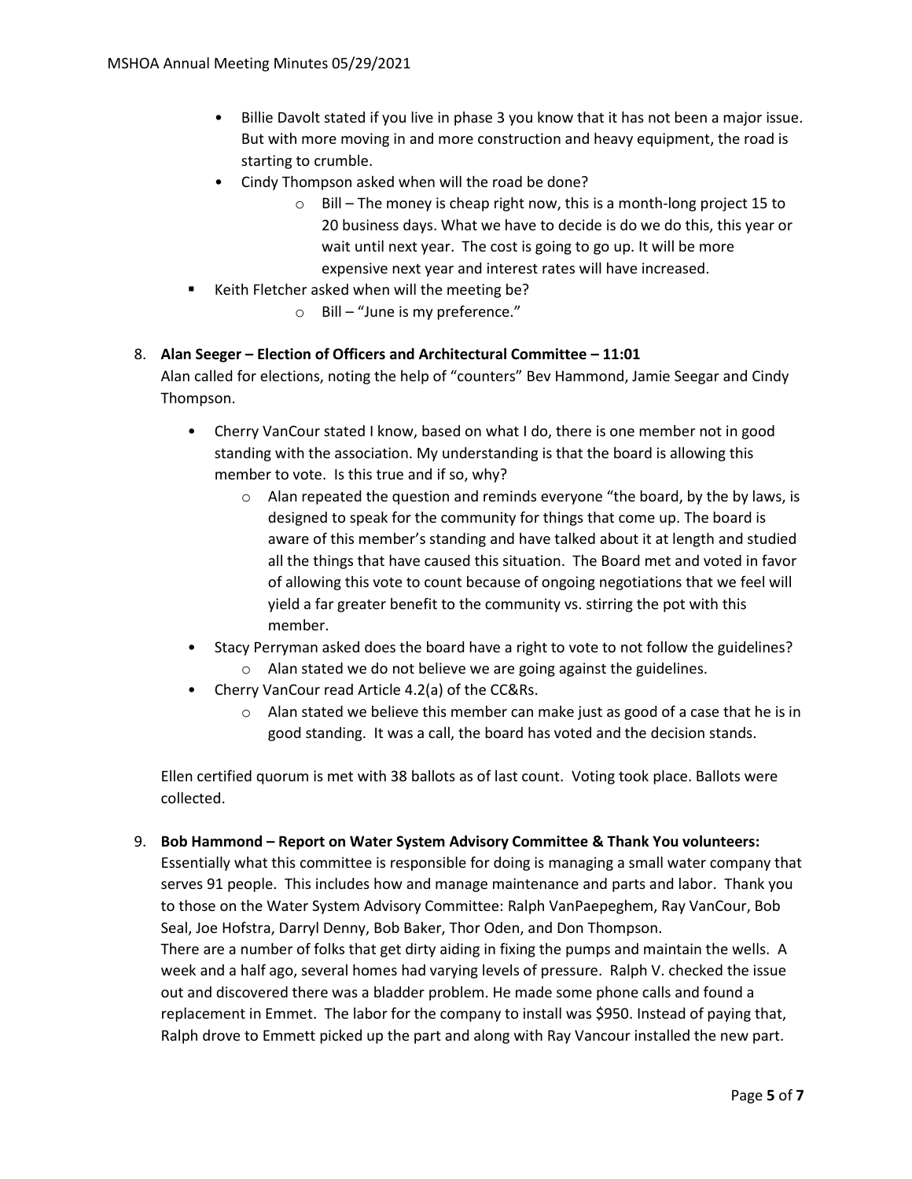- Billie Davolt stated if you live in phase 3 you know that it has not been a major issue. But with more moving in and more construction and heavy equipment, the road is starting to crumble.
- Cindy Thompson asked when will the road be done?
    - Bill – The money is cheap right now, this is a month-long project 15 to 20 business days. What we have to decide is do we do this, this year or wait until next year. The cost is going to go up. It will be more expensive next year and interest rates will have increased.
- Keith Fletcher asked when will the meeting be?
    - Bill – "June is my preference."

8. **Alan Seeger – Election of Officers and Architectural Committee – 11:01**
   Alan called for elections, noting the help of "counters" Bev Hammond, Jamie Seegar and Cindy Thompson.

   - Cherry VanCour stated I know, based on what I do, there is one member not in good standing with the association. My understanding is that the board is allowing this member to vote. Is this true and if so, why?
       - Alan repeated the question and reminds everyone "the board, by the by laws, is designed to speak for the community for things that come up. The board is aware of this member's standing and have talked about it at length and studied all the things that have caused this situation. The Board met and voted in favor of allowing this vote to count because of ongoing negotiations that we feel will yield a far greater benefit to the community vs. stirring the pot with this member.
   - Stacy Perryman asked does the board have a right to vote to not follow the guidelines?
       - Alan stated we do not believe we are going against the guidelines.
   - Cherry VanCour read Article 4.2(a) of the CC&Rs.
       - Alan stated we believe this member can make just as good of a case that he is in good standing. It was a call, the board has voted and the decision stands.

   Ellen certified quorum is met with 38 ballots as of last count. Voting took place. Ballots were collected.

9. **Bob Hammond – Report on Water System Advisory Committee & Thank You volunteers:**
   Essentially what this committee is responsible for doing is managing a small water company that serves 91 people. This includes how and manage maintenance and parts and labor. Thank you to those on the Water System Advisory Committee: Ralph VanPaepeghem, Ray VanCour, Bob Seal, Joe Hofstra, Darryl Denny, Bob Baker, Thor Oden, and Don Thompson.
   There are a number of folks that get dirty aiding in fixing the pumps and maintain the wells. A week and a half ago, several homes had varying levels of pressure. Ralph V. checked the issue out and discovered there was a bladder problem. He made some phone calls and found a replacement in Emmet. The labor for the company to install was $950. Instead of paying that, Ralph drove to Emmett picked up the part and along with Ray Vancour installed the new part.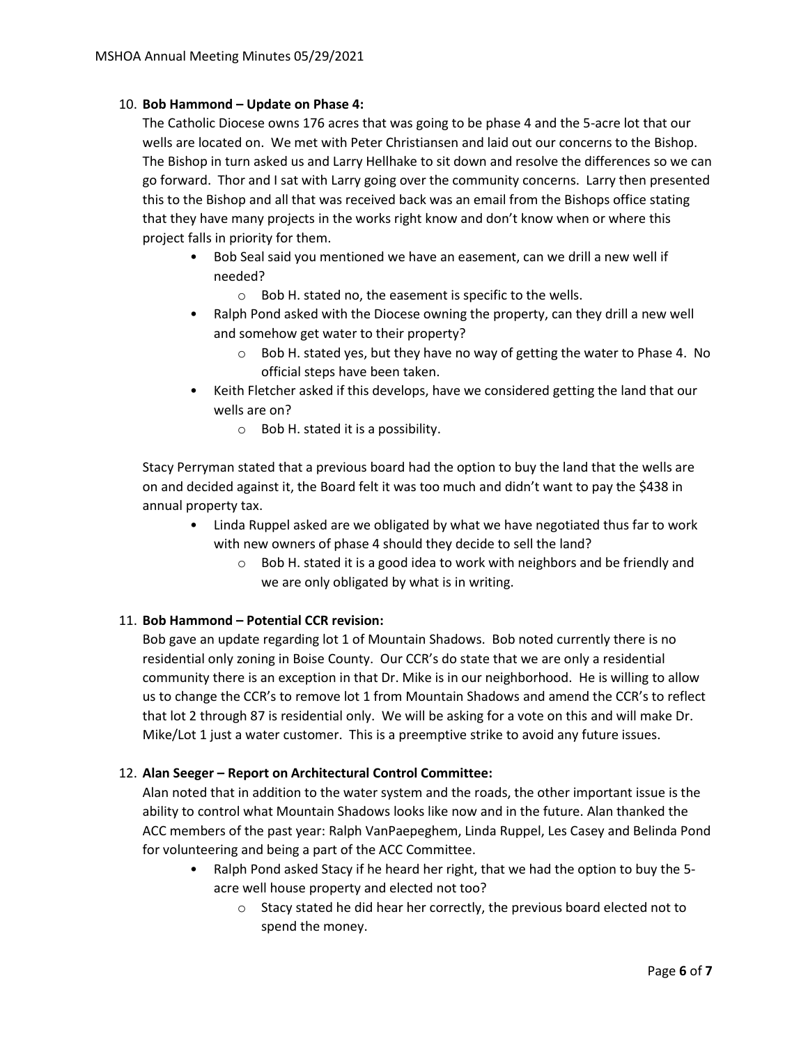10. **Bob Hammond – Update on Phase 4:**

    The Catholic Diocese owns 176 acres that was going to be phase 4 and the 5-acre lot that our wells are located on. We met with Peter Christiansen and laid out our concerns to the Bishop. The Bishop in turn asked us and Larry Hellhake to sit down and resolve the differences so we can go forward. Thor and I sat with Larry going over the community concerns. Larry then presented this to the Bishop and all that was received back was an email from the Bishops office stating that they have many projects in the works right know and don't know when or where this project falls in priority for them.

    - Bob Seal said you mentioned we have an easement, can we drill a new well if needed?
        - Bob H. stated no, the easement is specific to the wells.
    - Ralph Pond asked with the Diocese owning the property, can they drill a new well and somehow get water to their property?
        - Bob H. stated yes, but they have no way of getting the water to Phase 4. No official steps have been taken.
    - Keith Fletcher asked if this develops, have we considered getting the land that our wells are on?
        - Bob H. stated it is a possibility.

    Stacy Perryman stated that a previous board had the option to buy the land that the wells are on and decided against it, the Board felt it was too much and didn't want to pay the $438 in annual property tax.

    - Linda Ruppel asked are we obligated by what we have negotiated thus far to work with new owners of phase 4 should they decide to sell the land?
        - Bob H. stated it is a good idea to work with neighbors and be friendly and we are only obligated by what is in writing.

11. **Bob Hammond – Potential CCR revision:**

    Bob gave an update regarding lot 1 of Mountain Shadows. Bob noted currently there is no residential only zoning in Boise County. Our CCR's do state that we are only a residential community there is an exception in that Dr. Mike is in our neighborhood. He is willing to allow us to change the CCR's to remove lot 1 from Mountain Shadows and amend the CCR's to reflect that lot 2 through 87 is residential only. We will be asking for a vote on this and will make Dr. Mike/Lot 1 just a water customer. This is a preemptive strike to avoid any future issues.

12. **Alan Seeger – Report on Architectural Control Committee:**

    Alan noted that in addition to the water system and the roads, the other important issue is the ability to control what Mountain Shadows looks like now and in the future. Alan thanked the ACC members of the past year: Ralph VanPaepeghem, Linda Ruppel, Les Casey and Belinda Pond for volunteering and being a part of the ACC Committee.

    - Ralph Pond asked Stacy if he heard her right, that we had the option to buy the 5-acre well house property and elected not too?
        - Stacy stated he did hear her correctly, the previous board elected not to spend the money.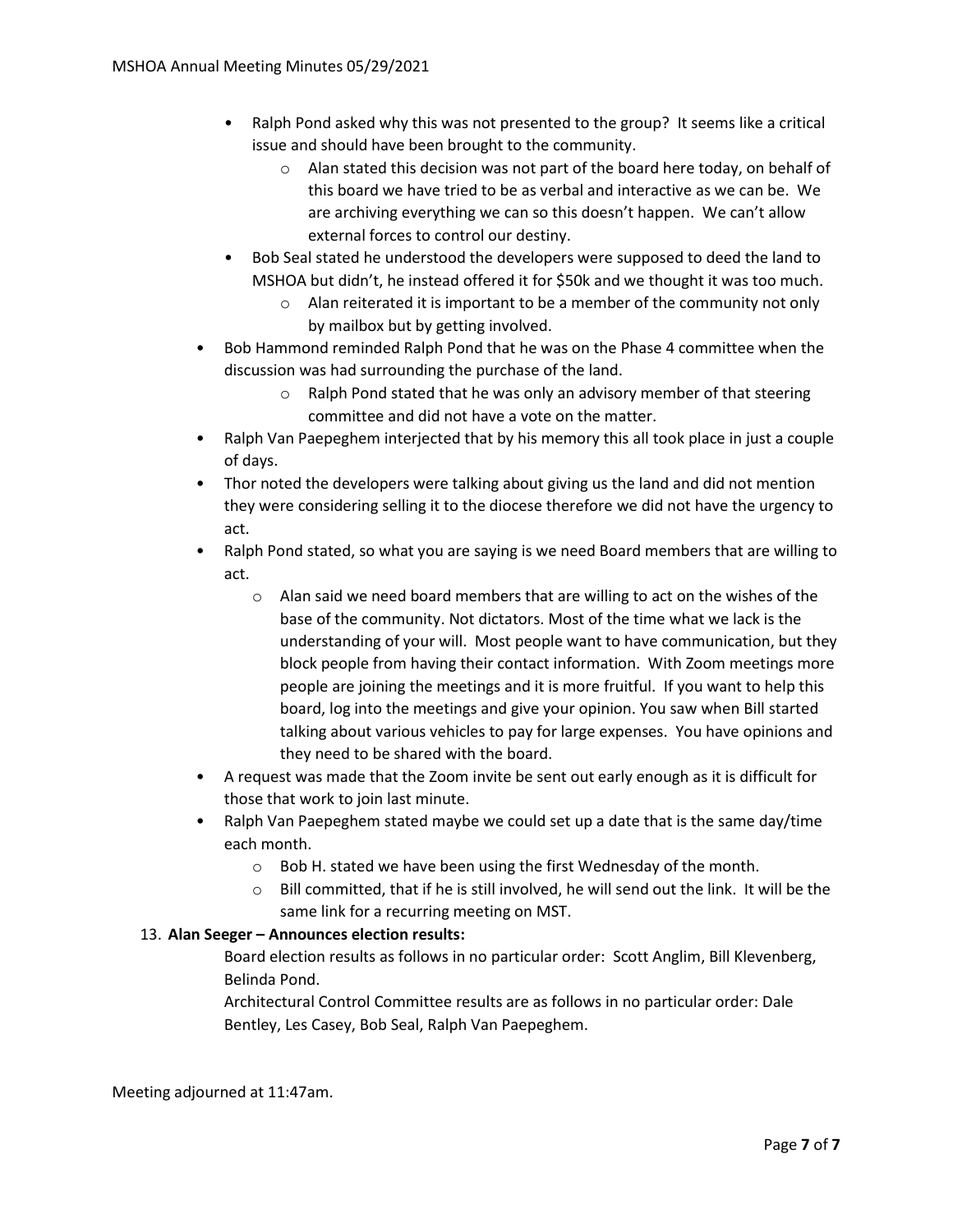- Ralph Pond asked why this was not presented to the group? It seems like a critical issue and should have been brought to the community.
    - Alan stated this decision was not part of the board here today, on behalf of this board we have tried to be as verbal and interactive as we can be. We are archiving everything we can so this doesn't happen. We can't allow external forces to control our destiny.
- Bob Seal stated he understood the developers were supposed to deed the land to MSHOA but didn't, he instead offered it for $50k and we thought it was too much.
    - Alan reiterated it is important to be a member of the community not only by mailbox but by getting involved.
- Bob Hammond reminded Ralph Pond that he was on the Phase 4 committee when the discussion was had surrounding the purchase of the land.
    - Ralph Pond stated that he was only an advisory member of that steering committee and did not have a vote on the matter.
- Ralph Van Paepeghem interjected that by his memory this all took place in just a couple of days.
- Thor noted the developers were talking about giving us the land and did not mention they were considering selling it to the diocese therefore we did not have the urgency to act.
- Ralph Pond stated, so what you are saying is we need Board members that are willing to act.
    - Alan said we need board members that are willing to act on the wishes of the base of the community. Not dictators. Most of the time what we lack is the understanding of your will. Most people want to have communication, but they block people from having their contact information. With Zoom meetings more people are joining the meetings and it is more fruitful. If you want to help this board, log into the meetings and give your opinion. You saw when Bill started talking about various vehicles to pay for large expenses. You have opinions and they need to be shared with the board.
- A request was made that the Zoom invite be sent out early enough as it is difficult for those that work to join last minute.
- Ralph Van Paepeghem stated maybe we could set up a date that is the same day/time each month.
    - Bob H. stated we have been using the first Wednesday of the month.
    - Bill committed, that if he is still involved, he will send out the link. It will be the same link for a recurring meeting on MST.

13. **Alan Seeger – Announces election results:**

    Board election results as follows in no particular order: Scott Anglim, Bill Klevenberg, Belinda Pond.

    Architectural Control Committee results are as follows in no particular order: Dale Bentley, Les Casey, Bob Seal, Ralph Van Paepeghem.

Meeting adjourned at 11:47am.